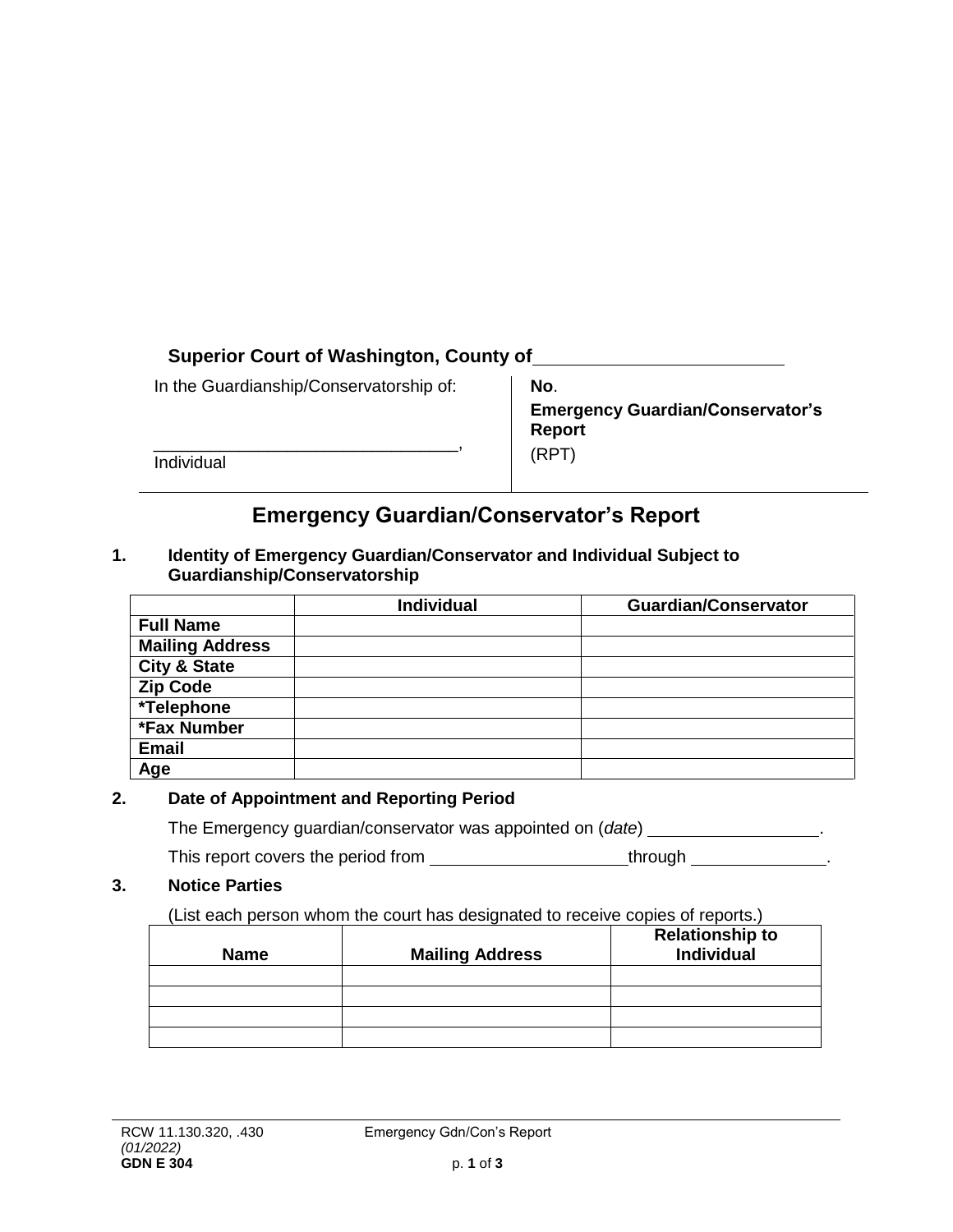**Superior Court of Washington, County of** \_\_\_\_\_\_\_\_\_\_\_\_\_\_\_\_\_\_\_\_\_\_\_\_

In the Guardianship/Conservatorship of:

\_\_\_\_\_\_\_\_\_\_\_\_\_\_\_\_\_\_\_\_\_\_\_\_\_\_\_\_\_\_\_\_,
Individual

**No**.

**Emergency Guardian/Conservator's Report**

(RPT)

# Emergency Guardian/Conservator's Report

## 1. Identity of Emergency Guardian/Conservator and Individual Subject to Guardianship/Conservatorship

| | Individual | Guardian/Conservator |
|---|---|---|
| **Full Name** | | |
| **Mailing Address** | | |
| **City & State** | | |
| **Zip Code** | | |
| **\*Telephone** | | |
| **\*Fax Number** | | |
| **Email** | | |
| **Age** | | |

## 2. Date of Appointment and Reporting Period

The Emergency guardian/conservator was appointed on (*date*) \_\_\_\_\_\_\_\_\_\_\_\_\_\_\_\_\_\_.

This report covers the period from \_\_\_\_\_\_\_\_\_\_\_\_\_\_\_\_\_\_\_\_\_ through \_\_\_\_\_\_\_\_\_\_\_\_\_\_\_.

## 3. Notice Parties

(List each person whom the court has designated to receive copies of reports.)

| Name | Mailing Address | Relationship to Individual |
|---|---|---|
| | | |
| | | |
| | | |
| | | |

RCW 11.130.320, .430
*(01/2022)*
**GDN E 304**

Emergency Gdn/Con's Report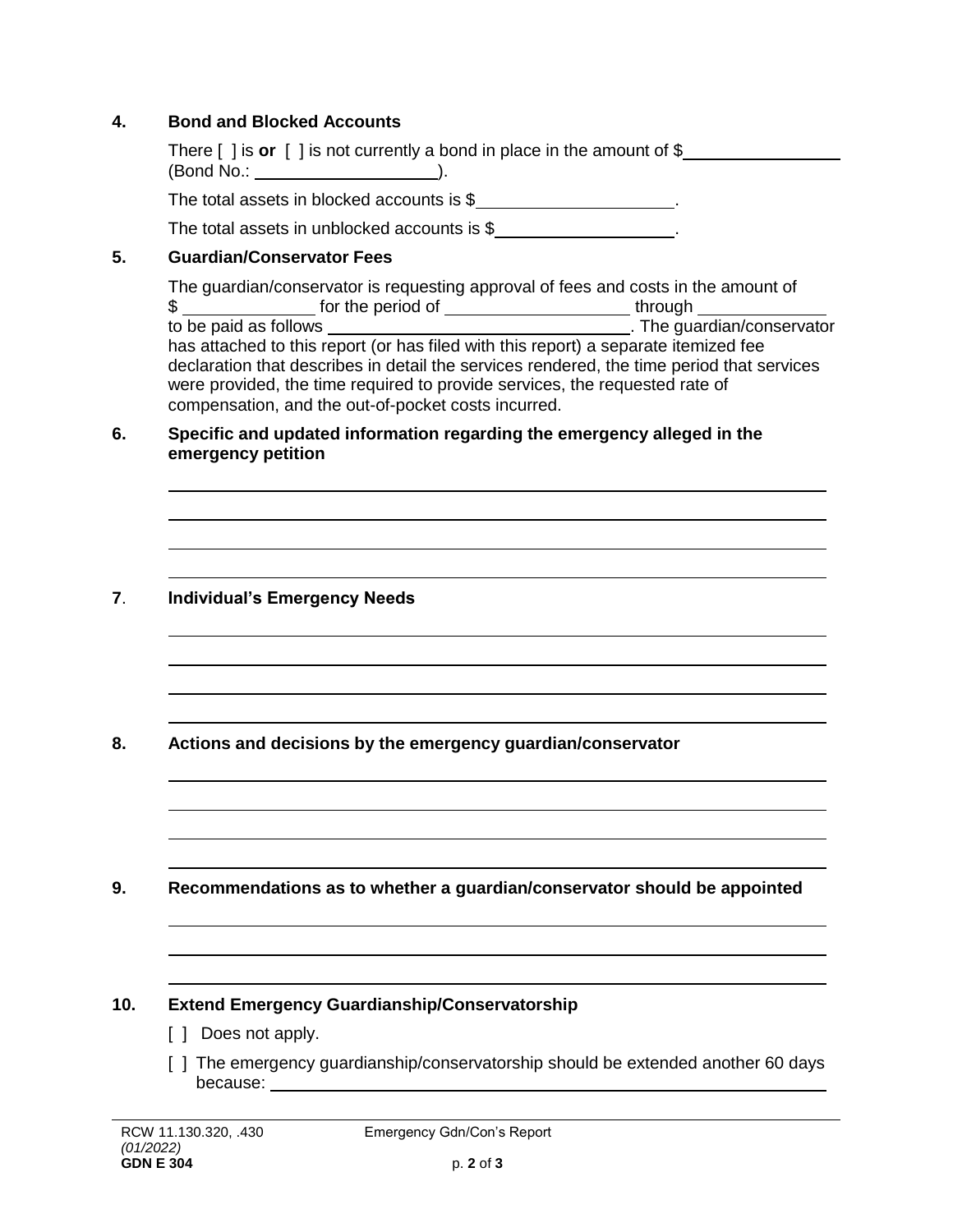**4. Bond and Blocked Accounts**

There [ ] is **or** [ ] is not currently a bond in place in the amount of $\_\_\_\_\_\_\_\_\_\_\_\_\_\_\_\_ (Bond No.: \_\_\_\_\_\_\_\_\_\_\_\_\_\_\_\_\_\_\_\_).

The total assets in blocked accounts is $\_\_\_\_\_\_\_\_\_\_\_\_\_\_\_\_\_\_\_\_\_\_.

The total assets in unblocked accounts is $\_\_\_\_\_\_\_\_\_\_\_\_\_\_\_\_\_\_\_\_.

**5. Guardian/Conservator Fees**

The guardian/conservator is requesting approval of fees and costs in the amount of $ \_\_\_\_\_\_\_\_\_\_\_\_\_\_ for the period of \_\_\_\_\_\_\_\_\_\_\_\_\_\_\_\_\_\_\_\_ through \_\_\_\_\_\_\_\_\_\_\_\_\_\_ to be paid as follows \_\_\_\_\_\_\_\_\_\_\_\_\_\_\_\_\_\_\_\_\_\_\_\_\_\_\_\_\_\_\_\_\_\_\_. The guardian/conservator has attached to this report (or has filed with this report) a separate itemized fee declaration that describes in detail the services rendered, the time period that services were provided, the time required to provide services, the requested rate of compensation, and the out-of-pocket costs incurred.

**6. Specific and updated information regarding the emergency alleged in the emergency petition**

\_\_\_\_\_\_\_\_\_\_\_\_\_\_\_\_\_\_\_\_\_\_\_\_\_\_\_\_\_\_\_\_\_\_\_\_\_\_\_\_\_\_\_\_\_\_\_\_\_\_\_\_\_\_\_\_\_\_\_\_\_\_\_\_\_\_\_\_\_\_\_\_\_\_\_\_\_

\_\_\_\_\_\_\_\_\_\_\_\_\_\_\_\_\_\_\_\_\_\_\_\_\_\_\_\_\_\_\_\_\_\_\_\_\_\_\_\_\_\_\_\_\_\_\_\_\_\_\_\_\_\_\_\_\_\_\_\_\_\_\_\_\_\_\_\_\_\_\_\_\_\_\_\_\_

\_\_\_\_\_\_\_\_\_\_\_\_\_\_\_\_\_\_\_\_\_\_\_\_\_\_\_\_\_\_\_\_\_\_\_\_\_\_\_\_\_\_\_\_\_\_\_\_\_\_\_\_\_\_\_\_\_\_\_\_\_\_\_\_\_\_\_\_\_\_\_\_\_\_\_\_\_

\_\_\_\_\_\_\_\_\_\_\_\_\_\_\_\_\_\_\_\_\_\_\_\_\_\_\_\_\_\_\_\_\_\_\_\_\_\_\_\_\_\_\_\_\_\_\_\_\_\_\_\_\_\_\_\_\_\_\_\_\_\_\_\_\_\_\_\_\_\_\_\_\_\_\_\_\_

**7. Individual's Emergency Needs**

\_\_\_\_\_\_\_\_\_\_\_\_\_\_\_\_\_\_\_\_\_\_\_\_\_\_\_\_\_\_\_\_\_\_\_\_\_\_\_\_\_\_\_\_\_\_\_\_\_\_\_\_\_\_\_\_\_\_\_\_\_\_\_\_\_\_\_\_\_\_\_\_\_\_\_\_\_

\_\_\_\_\_\_\_\_\_\_\_\_\_\_\_\_\_\_\_\_\_\_\_\_\_\_\_\_\_\_\_\_\_\_\_\_\_\_\_\_\_\_\_\_\_\_\_\_\_\_\_\_\_\_\_\_\_\_\_\_\_\_\_\_\_\_\_\_\_\_\_\_\_\_\_\_\_

\_\_\_\_\_\_\_\_\_\_\_\_\_\_\_\_\_\_\_\_\_\_\_\_\_\_\_\_\_\_\_\_\_\_\_\_\_\_\_\_\_\_\_\_\_\_\_\_\_\_\_\_\_\_\_\_\_\_\_\_\_\_\_\_\_\_\_\_\_\_\_\_\_\_\_\_\_

\_\_\_\_\_\_\_\_\_\_\_\_\_\_\_\_\_\_\_\_\_\_\_\_\_\_\_\_\_\_\_\_\_\_\_\_\_\_\_\_\_\_\_\_\_\_\_\_\_\_\_\_\_\_\_\_\_\_\_\_\_\_\_\_\_\_\_\_\_\_\_\_\_\_\_\_\_

**8. Actions and decisions by the emergency guardian/conservator**

\_\_\_\_\_\_\_\_\_\_\_\_\_\_\_\_\_\_\_\_\_\_\_\_\_\_\_\_\_\_\_\_\_\_\_\_\_\_\_\_\_\_\_\_\_\_\_\_\_\_\_\_\_\_\_\_\_\_\_\_\_\_\_\_\_\_\_\_\_\_\_\_\_\_\_\_\_

\_\_\_\_\_\_\_\_\_\_\_\_\_\_\_\_\_\_\_\_\_\_\_\_\_\_\_\_\_\_\_\_\_\_\_\_\_\_\_\_\_\_\_\_\_\_\_\_\_\_\_\_\_\_\_\_\_\_\_\_\_\_\_\_\_\_\_\_\_\_\_\_\_\_\_\_\_

\_\_\_\_\_\_\_\_\_\_\_\_\_\_\_\_\_\_\_\_\_\_\_\_\_\_\_\_\_\_\_\_\_\_\_\_\_\_\_\_\_\_\_\_\_\_\_\_\_\_\_\_\_\_\_\_\_\_\_\_\_\_\_\_\_\_\_\_\_\_\_\_\_\_\_\_\_

\_\_\_\_\_\_\_\_\_\_\_\_\_\_\_\_\_\_\_\_\_\_\_\_\_\_\_\_\_\_\_\_\_\_\_\_\_\_\_\_\_\_\_\_\_\_\_\_\_\_\_\_\_\_\_\_\_\_\_\_\_\_\_\_\_\_\_\_\_\_\_\_\_\_\_\_\_

**9. Recommendations as to whether a guardian/conservator should be appointed**

\_\_\_\_\_\_\_\_\_\_\_\_\_\_\_\_\_\_\_\_\_\_\_\_\_\_\_\_\_\_\_\_\_\_\_\_\_\_\_\_\_\_\_\_\_\_\_\_\_\_\_\_\_\_\_\_\_\_\_\_\_\_\_\_\_\_\_\_\_\_\_\_\_\_\_\_\_

\_\_\_\_\_\_\_\_\_\_\_\_\_\_\_\_\_\_\_\_\_\_\_\_\_\_\_\_\_\_\_\_\_\_\_\_\_\_\_\_\_\_\_\_\_\_\_\_\_\_\_\_\_\_\_\_\_\_\_\_\_\_\_\_\_\_\_\_\_\_\_\_\_\_\_\_\_

\_\_\_\_\_\_\_\_\_\_\_\_\_\_\_\_\_\_\_\_\_\_\_\_\_\_\_\_\_\_\_\_\_\_\_\_\_\_\_\_\_\_\_\_\_\_\_\_\_\_\_\_\_\_\_\_\_\_\_\_\_\_\_\_\_\_\_\_\_\_\_\_\_\_\_\_\_

**10. Extend Emergency Guardianship/Conservatorship**

[ ] Does not apply.

[ ] The emergency guardianship/conservatorship should be extended another 60 days because: \_\_\_\_\_\_\_\_\_\_\_\_\_\_\_\_\_\_\_\_\_\_\_\_\_\_\_\_\_\_\_\_\_\_\_\_\_\_\_\_\_\_\_\_\_\_\_\_\_\_\_\_\_\_\_\_\_\_\_\_\_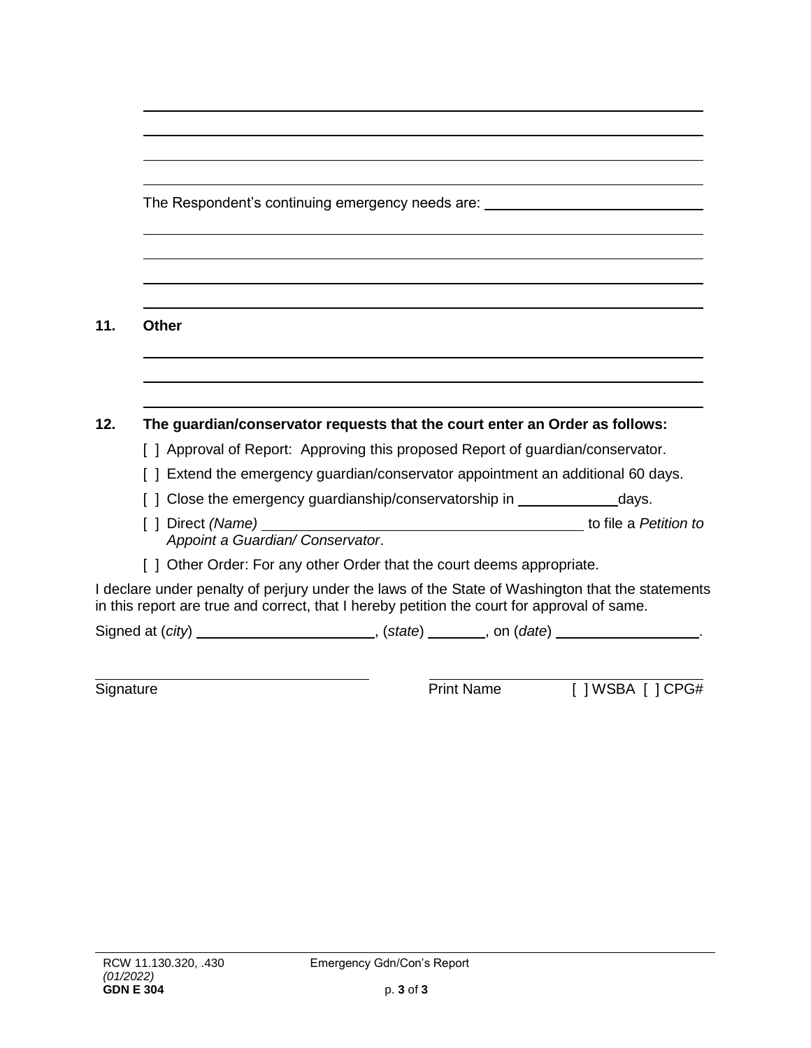The Respondent's continuing emergency needs are: ______________________________

_______________________________________________

_______________________________________________

_______________________________________________

_______________________________________________

**11. Other**

_______________________________________________

_______________________________________________

_______________________________________________

**12. The guardian/conservator requests that the court enter an Order as follows:**

[ ] Approval of Report: Approving this proposed Report of guardian/conservator.

[ ] Extend the emergency guardian/conservator appointment an additional 60 days.

[ ] Close the emergency guardianship/conservatorship in ____________days.

[ ] Direct *(Name)* ________________________________________ to file a *Petition to Appoint a Guardian/ Conservator*.

[ ] Other Order: For any other Order that the court deems appropriate.

I declare under penalty of perjury under the laws of the State of Washington that the statements in this report are true and correct, that I hereby petition the court for approval of same.

Signed at (*city*) ______________________, (*state*) _______, on (*date*) _________________.

_________________________________ _________________________________

Signature Print Name [ ] WSBA [ ] CPG#

RCW 11.130.320, .430
*(01/2022)*
**GDN E 304**

Emergency Gdn/Con's Report